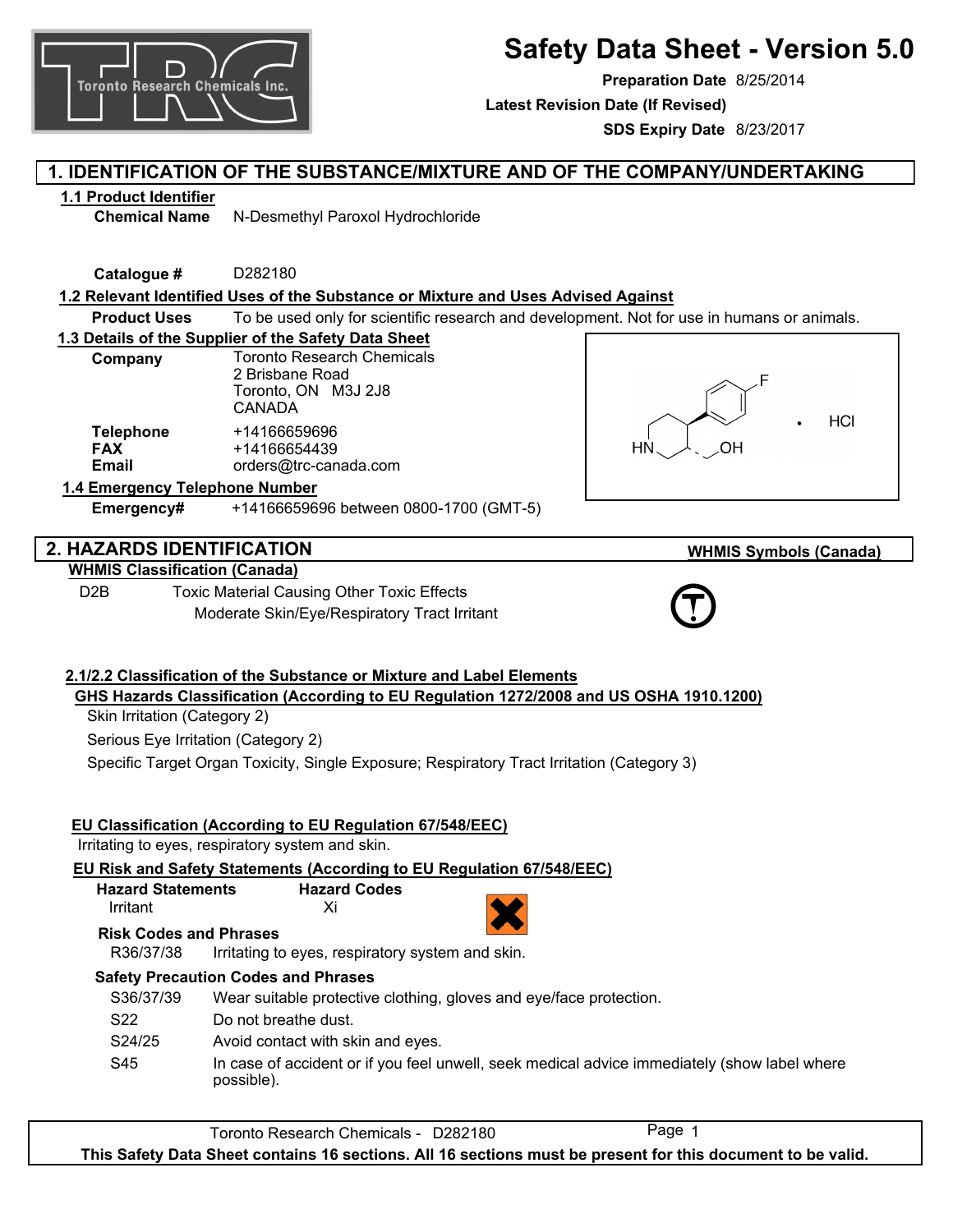# Safety Data Sheet - Version 5.0

**Preparation Date** 8/25/2014

**Latest Revision Date (If Revised)**

**SDS Expiry Date** 8/23/2017

## 1. IDENTIFICATION OF THE SUBSTANCE/MIXTURE AND OF THE COMPANY/UNDERTAKING

### 1.1 Product Identifier

**Chemical Name** N-Desmethyl Paroxol Hydrochloride

**Catalogue #** D282180

### 1.2 Relevant Identified Uses of the Substance or Mixture and Uses Advised Against

**Product Uses** To be used only for scientific research and development. Not for use in humans or animals.

### 1.3 Details of the Supplier of the Safety Data Sheet

**Company** Toronto Research Chemicals
2 Brisbane Road
Toronto, ON M3J 2J8
CANADA

**Telephone** +14166659696
**FAX** +14166654439
**Email** orders@trc-canada.com

### 1.4 Emergency Telephone Number

**Emergency#** +14166659696 between 0800-1700 (GMT-5)

## 2. HAZARDS IDENTIFICATION

**WHMIS Symbols (Canada)**

### WHMIS Classification (Canada)

D2B Toxic Material Causing Other Toxic Effects
Moderate Skin/Eye/Respiratory Tract Irritant

### 2.1/2.2 Classification of the Substance or Mixture and Label Elements

**GHS Hazards Classification (According to EU Regulation 1272/2008 and US OSHA 1910.1200)**

Skin Irritation (Category 2)

Serious Eye Irritation (Category 2)

Specific Target Organ Toxicity, Single Exposure; Respiratory Tract Irritation (Category 3)

**EU Classification (According to EU Regulation 67/548/EEC)**

Irritating to eyes, respiratory system and skin.

**EU Risk and Safety Statements (According to EU Regulation 67/548/EEC)**

| Hazard Statements | Hazard Codes |
|---|---|
| Irritant | Xi |

**Risk Codes and Phrases**

R36/37/38 Irritating to eyes, respiratory system and skin.

**Safety Precaution Codes and Phrases**

S36/37/39 Wear suitable protective clothing, gloves and eye/face protection.

S22 Do not breathe dust.

S24/25 Avoid contact with skin and eyes.

S45 In case of accident or if you feel unwell, seek medical advice immediately (show label where possible).

This Safety Data Sheet contains 16 sections. All 16 sections must be present for this document to be valid.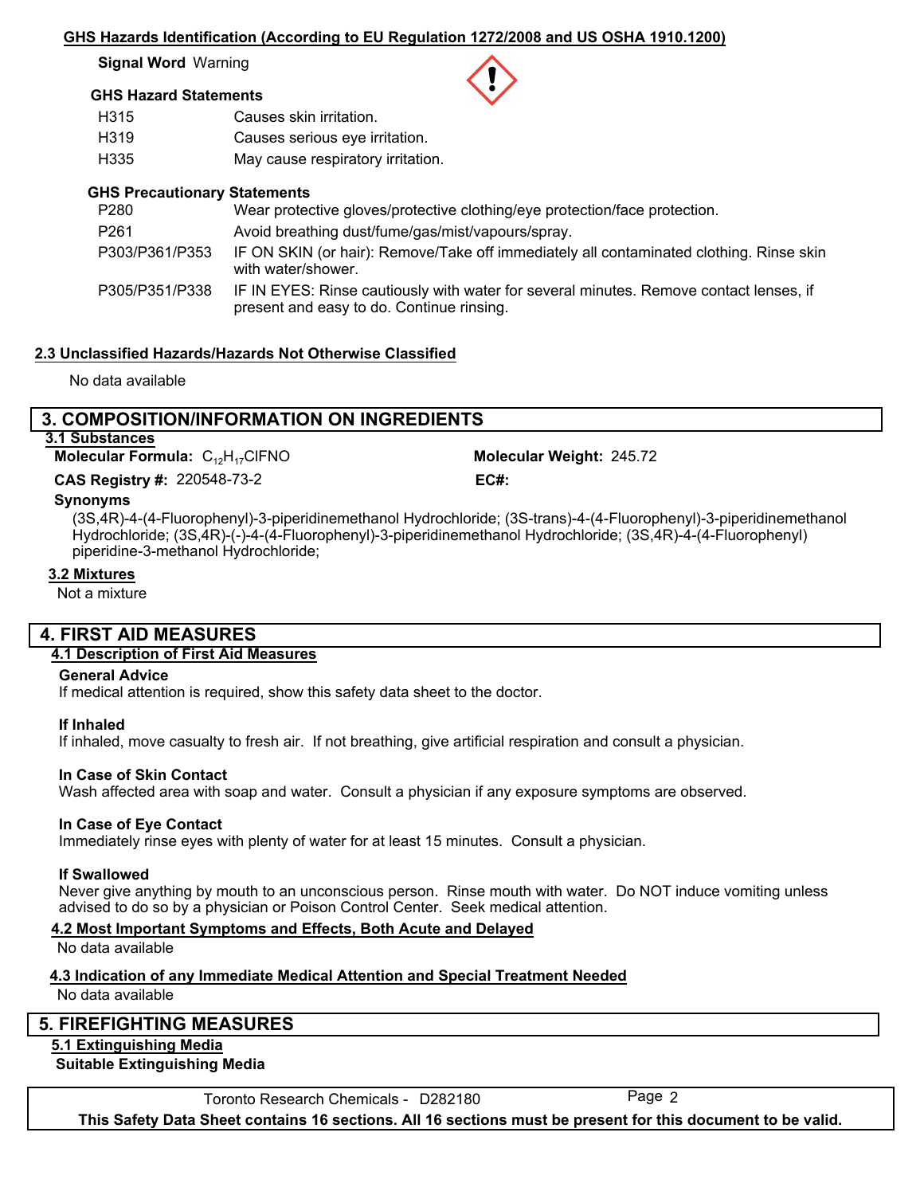### GHS Hazards Identification (According to EU Regulation 1272/2008 and US OSHA 1910.1200)

**Signal Word** Warning

**GHS Hazard Statements**

| | |
|---|---|
| H315 | Causes skin irritation. |
| H319 | Causes serious eye irritation. |
| H335 | May cause respiratory irritation. |

**GHS Precautionary Statements**

| | |
|---|---|
| P280 | Wear protective gloves/protective clothing/eye protection/face protection. |
| P261 | Avoid breathing dust/fume/gas/mist/vapours/spray. |
| P303/P361/P353 | IF ON SKIN (or hair): Remove/Take off immediately all contaminated clothing. Rinse skin with water/shower. |
| P305/P351/P338 | IF IN EYES: Rinse cautiously with water for several minutes. Remove contact lenses, if present and easy to do. Continue rinsing. |

### 2.3 Unclassified Hazards/Hazards Not Otherwise Classified

No data available

## 3. COMPOSITION/INFORMATION ON INGREDIENTS

### 3.1 Substances

**Molecular Formula:** $C_{12}H_{17}ClFNO$

**Molecular Weight:** 245.72

**CAS Registry #:** 220548-73-2

**EC#:**

**Synonyms**

(3S,4R)-4-(4-Fluorophenyl)-3-piperidinemethanol Hydrochloride; (3S-trans)-4-(4-Fluorophenyl)-3-piperidinemethanol Hydrochloride; (3S,4R)-(-)-4-(4-Fluorophenyl)-3-piperidinemethanol Hydrochloride; (3S,4R)-4-(4-Fluorophenyl) piperidine-3-methanol Hydrochloride;

### 3.2 Mixtures

Not a mixture

## 4. FIRST AID MEASURES

### 4.1 Description of First Aid Measures

**General Advice**

If medical attention is required, show this safety data sheet to the doctor.

**If Inhaled**

If inhaled, move casualty to fresh air. If not breathing, give artificial respiration and consult a physician.

**In Case of Skin Contact**

Wash affected area with soap and water. Consult a physician if any exposure symptoms are observed.

**In Case of Eye Contact**

Immediately rinse eyes with plenty of water for at least 15 minutes. Consult a physician.

**If Swallowed**

Never give anything by mouth to an unconscious person. Rinse mouth with water. Do NOT induce vomiting unless advised to do so by a physician or Poison Control Center. Seek medical attention.

### 4.2 Most Important Symptoms and Effects, Both Acute and Delayed

No data available

### 4.3 Indication of any Immediate Medical Attention and Special Treatment Needed

No data available

## 5. FIREFIGHTING MEASURES

### 5.1 Extinguishing Media

**Suitable Extinguishing Media**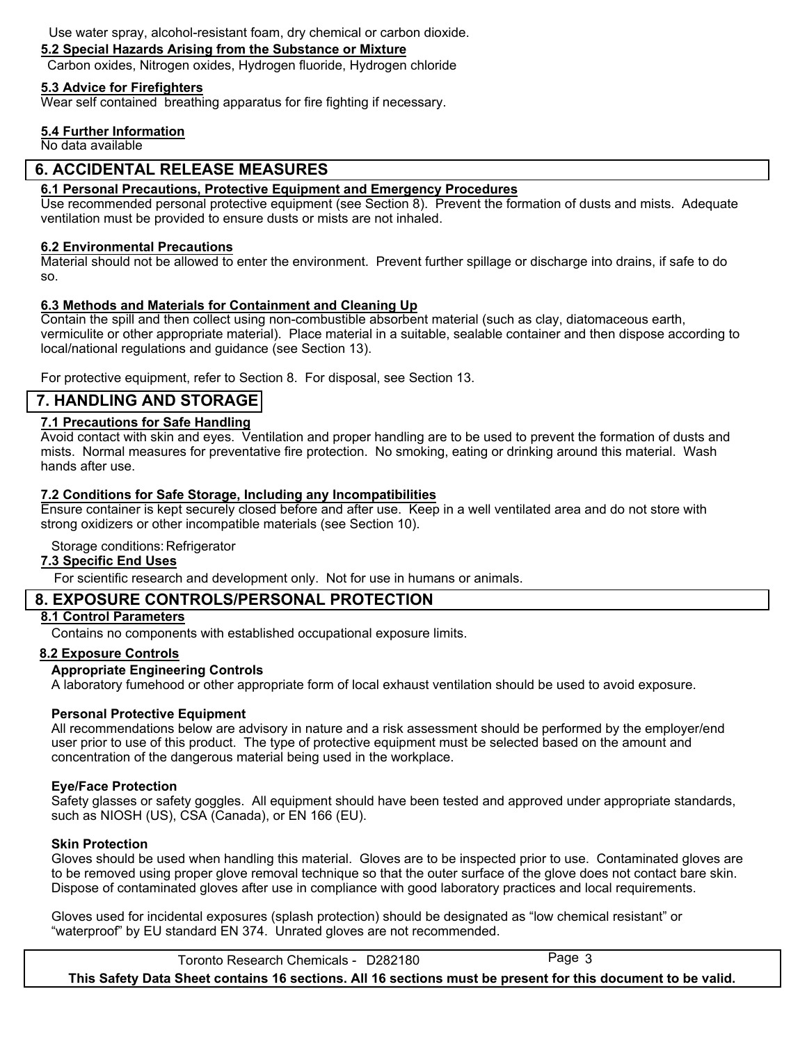Use water spray, alcohol-resistant foam, dry chemical or carbon dioxide.

**5.2 Special Hazards Arising from the Substance or Mixture**

Carbon oxides, Nitrogen oxides, Hydrogen fluoride, Hydrogen chloride

**5.3 Advice for Firefighters**

Wear self contained breathing apparatus for fire fighting if necessary.

**5.4 Further Information**

No data available

## 6. ACCIDENTAL RELEASE MEASURES

**6.1 Personal Precautions, Protective Equipment and Emergency Procedures**

Use recommended personal protective equipment (see Section 8). Prevent the formation of dusts and mists. Adequate ventilation must be provided to ensure dusts or mists are not inhaled.

**6.2 Environmental Precautions**

Material should not be allowed to enter the environment. Prevent further spillage or discharge into drains, if safe to do so.

**6.3 Methods and Materials for Containment and Cleaning Up**

Contain the spill and then collect using non-combustible absorbent material (such as clay, diatomaceous earth, vermiculite or other appropriate material). Place material in a suitable, sealable container and then dispose according to local/national regulations and guidance (see Section 13).

For protective equipment, refer to Section 8. For disposal, see Section 13.

## 7. HANDLING AND STORAGE

**7.1 Precautions for Safe Handling**

Avoid contact with skin and eyes. Ventilation and proper handling are to be used to prevent the formation of dusts and mists. Normal measures for preventative fire protection. No smoking, eating or drinking around this material. Wash hands after use.

**7.2 Conditions for Safe Storage, Including any Incompatibilities**

Ensure container is kept securely closed before and after use. Keep in a well ventilated area and do not store with strong oxidizers or other incompatible materials (see Section 10).

Storage conditions: Refrigerator

**7.3 Specific End Uses**

For scientific research and development only. Not for use in humans or animals.

## 8. EXPOSURE CONTROLS/PERSONAL PROTECTION

**8.1 Control Parameters**

Contains no components with established occupational exposure limits.

**8.2 Exposure Controls**

**Appropriate Engineering Controls**

A laboratory fumehood or other appropriate form of local exhaust ventilation should be used to avoid exposure.

**Personal Protective Equipment**

All recommendations below are advisory in nature and a risk assessment should be performed by the employer/end user prior to use of this product. The type of protective equipment must be selected based on the amount and concentration of the dangerous material being used in the workplace.

**Eye/Face Protection**

Safety glasses or safety goggles. All equipment should have been tested and approved under appropriate standards, such as NIOSH (US), CSA (Canada), or EN 166 (EU).

**Skin Protection**

Gloves should be used when handling this material. Gloves are to be inspected prior to use. Contaminated gloves are to be removed using proper glove removal technique so that the outer surface of the glove does not contact bare skin. Dispose of contaminated gloves after use in compliance with good laboratory practices and local requirements.

Gloves used for incidental exposures (splash protection) should be designated as “low chemical resistant” or “waterproof” by EU standard EN 374. Unrated gloves are not recommended.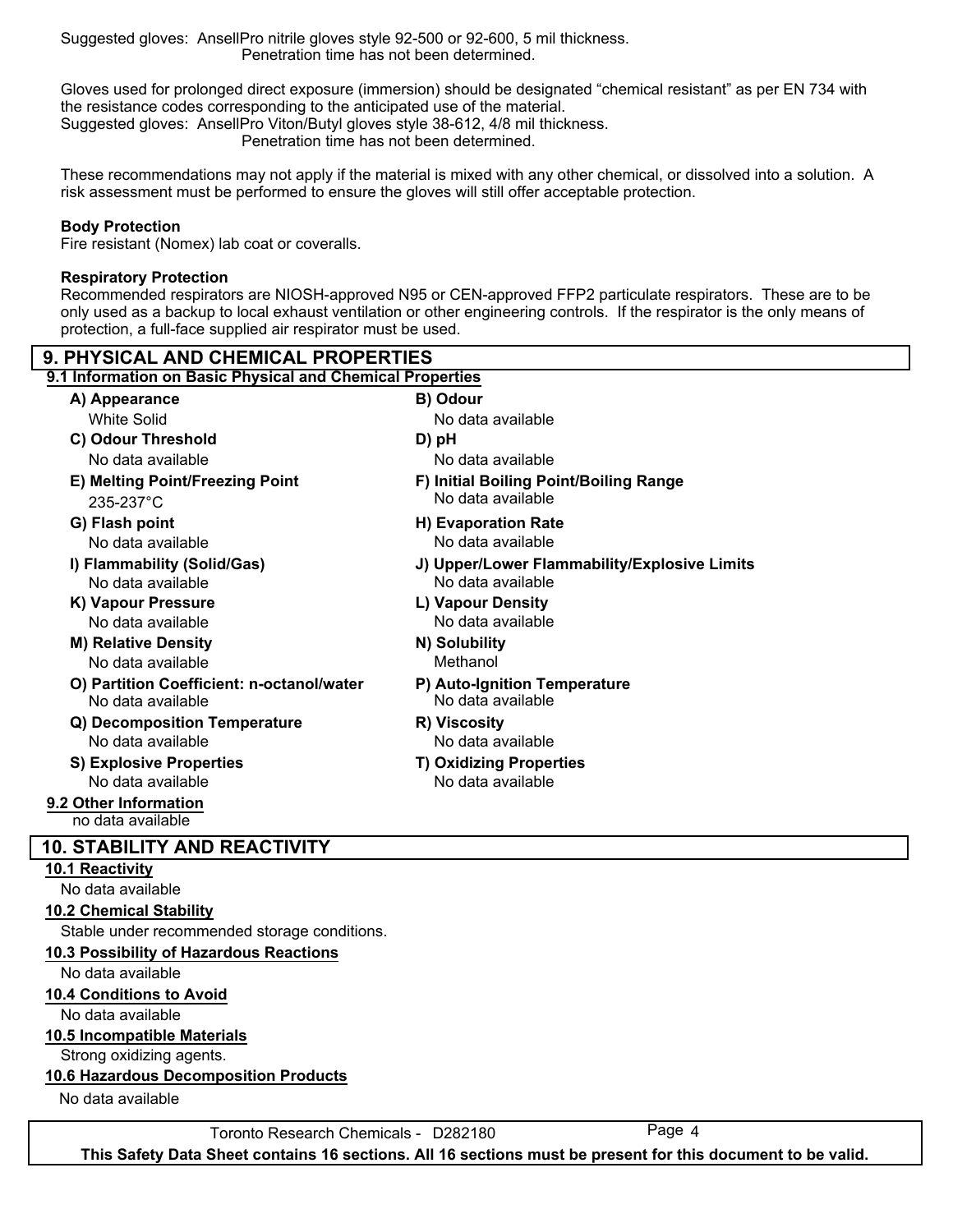Suggested gloves: AnsellPro nitrile gloves style 92-500 or 92-600, 5 mil thickness.
Penetration time has not been determined.

Gloves used for prolonged direct exposure (immersion) should be designated "chemical resistant" as per EN 734 with the resistance codes corresponding to the anticipated use of the material.
Suggested gloves: AnsellPro Viton/Butyl gloves style 38-612, 4/8 mil thickness.
Penetration time has not been determined.

These recommendations may not apply if the material is mixed with any other chemical, or dissolved into a solution. A risk assessment must be performed to ensure the gloves will still offer acceptable protection.

**Body Protection**
Fire resistant (Nomex) lab coat or coveralls.

**Respiratory Protection**
Recommended respirators are NIOSH-approved N95 or CEN-approved FFP2 particulate respirators. These are to be only used as a backup to local exhaust ventilation or other engineering controls. If the respirator is the only means of protection, a full-face supplied air respirator must be used.

## 9. PHYSICAL AND CHEMICAL PROPERTIES

### 9.1 Information on Basic Physical and Chemical Properties

**A) Appearance**
White Solid

**B) Odour**
No data available

**C) Odour Threshold**
No data available

**D) pH**
No data available

**E) Melting Point/Freezing Point**
235-237°C

**F) Initial Boiling Point/Boiling Range**
No data available

**G) Flash point**
No data available

**H) Evaporation Rate**
No data available

**I) Flammability (Solid/Gas)**
No data available

**J) Upper/Lower Flammability/Explosive Limits**
No data available

**K) Vapour Pressure**
No data available

**L) Vapour Density**
No data available

**M) Relative Density**
No data available

**N) Solubility**
Methanol

**O) Partition Coefficient: n-octanol/water**
No data available

**P) Auto-Ignition Temperature**
No data available

**Q) Decomposition Temperature**
No data available

**R) Viscosity**
No data available

**S) Explosive Properties**
No data available

**T) Oxidizing Properties**
No data available

### 9.2 Other Information
no data available

## 10. STABILITY AND REACTIVITY

### 10.1 Reactivity
No data available

### 10.2 Chemical Stability
Stable under recommended storage conditions.

### 10.3 Possibility of Hazardous Reactions
No data available

### 10.4 Conditions to Avoid
No data available

### 10.5 Incompatible Materials
Strong oxidizing agents.

### 10.6 Hazardous Decomposition Products
No data available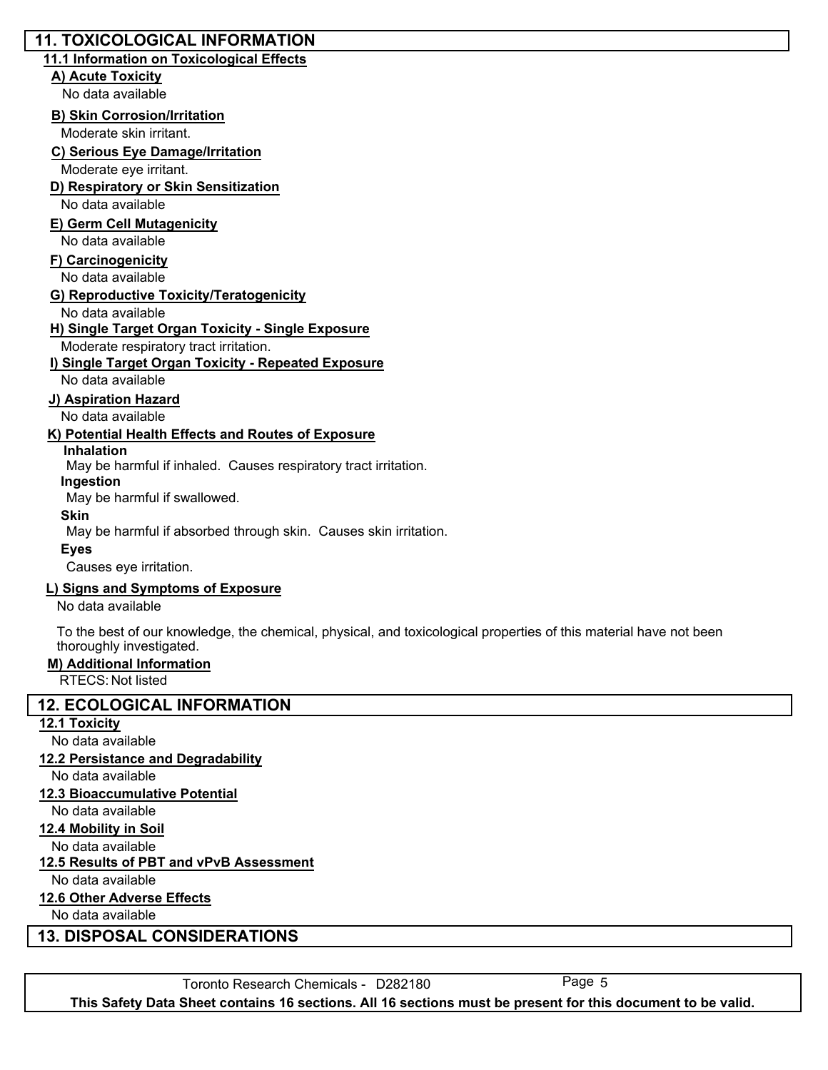## 11. TOXICOLOGICAL INFORMATION

### 11.1 Information on Toxicological Effects

**A) Acute Toxicity**

No data available

**B) Skin Corrosion/Irritation**

Moderate skin irritant.

**C) Serious Eye Damage/Irritation**

Moderate eye irritant.

**D) Respiratory or Skin Sensitization**

No data available

**E) Germ Cell Mutagenicity**

No data available

**F) Carcinogenicity**

No data available

**G) Reproductive Toxicity/Teratogenicity**

No data available

**H) Single Target Organ Toxicity - Single Exposure**

Moderate respiratory tract irritation.

**I) Single Target Organ Toxicity - Repeated Exposure**

No data available

**J) Aspiration Hazard**

No data available

**K) Potential Health Effects and Routes of Exposure**

**Inhalation**

May be harmful if inhaled. Causes respiratory tract irritation.

**Ingestion**

May be harmful if swallowed.

**Skin**

May be harmful if absorbed through skin. Causes skin irritation.

**Eyes**

Causes eye irritation.

**L) Signs and Symptoms of Exposure**

No data available

To the best of our knowledge, the chemical, physical, and toxicological properties of this material have not been thoroughly investigated.

**M) Additional Information**

RTECS: Not listed

## 12. ECOLOGICAL INFORMATION

### 12.1 Toxicity

No data available

### 12.2 Persistance and Degradability

No data available

### 12.3 Bioaccumulative Potential

No data available

### 12.4 Mobility in Soil

No data available

### 12.5 Results of PBT and vPvB Assessment

No data available

### 12.6 Other Adverse Effects

No data available

## 13. DISPOSAL CONSIDERATIONS

Toronto Research Chemicals - D282180

**This Safety Data Sheet contains 16 sections. All 16 sections must be present for this document to be valid.**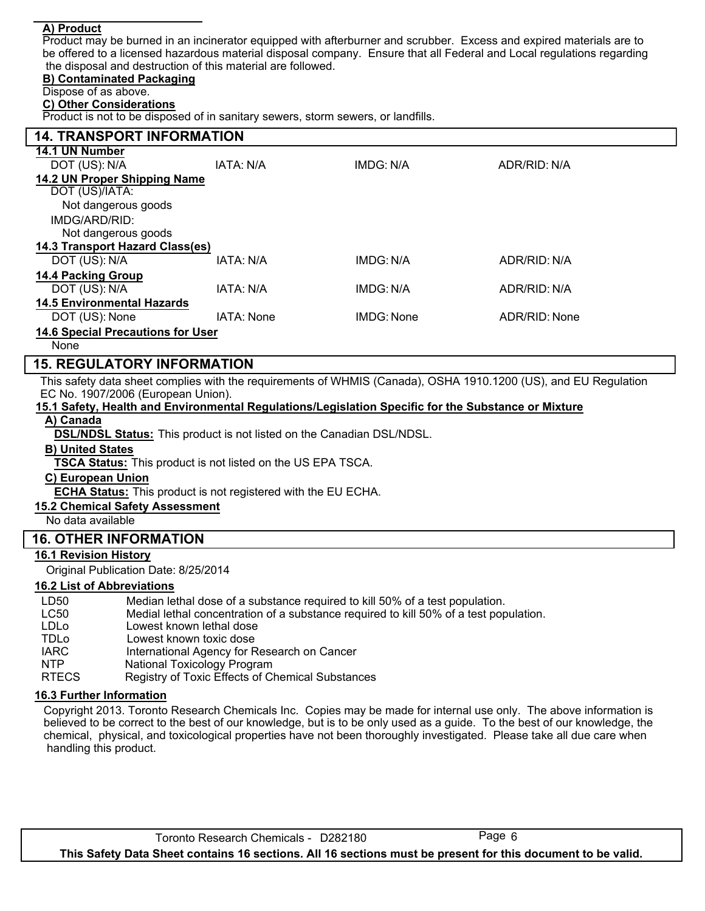**A) Product**

Product may be burned in an incinerator equipped with afterburner and scrubber. Excess and expired materials are to be offered to a licensed hazardous material disposal company. Ensure that all Federal and Local regulations regarding the disposal and destruction of this material are followed.

**B) Contaminated Packaging**

Dispose of as above.

**C) Other Considerations**

Product is not to be disposed of in sanitary sewers, storm sewers, or landfills.

## 14. TRANSPORT INFORMATION

**14.1 UN Number**

| | | | |
|---|---|---|---|
| DOT (US): N/A | IATA: N/A | IMDG: N/A | ADR/RID: N/A |

**14.2 UN Proper Shipping Name**

DOT (US)/IATA:
Not dangerous goods

IMDG/ARD/RID:
Not dangerous goods

**14.3 Transport Hazard Class(es)**

| | | | |
|---|---|---|---|
| DOT (US): N/A | IATA: N/A | IMDG: N/A | ADR/RID: N/A |

**14.4 Packing Group**

| | | | |
|---|---|---|---|
| DOT (US): N/A | IATA: N/A | IMDG: N/A | ADR/RID: N/A |

**14.5 Environmental Hazards**

| | | | |
|---|---|---|---|
| DOT (US): None | IATA: None | IMDG: None | ADR/RID: None |

**14.6 Special Precautions for User**

None

## 15. REGULATORY INFORMATION

This safety data sheet complies with the requirements of WHMIS (Canada), OSHA 1910.1200 (US), and EU Regulation EC No. 1907/2006 (European Union).

**15.1 Safety, Health and Environmental Regulations/Legislation Specific for the Substance or Mixture**

**A) Canada**

**DSL/NDSL Status:** This product is not listed on the Canadian DSL/NDSL.

**B) United States**

**TSCA Status:** This product is not listed on the US EPA TSCA.

**C) European Union**

**ECHA Status:** This product is not registered with the EU ECHA.

**15.2 Chemical Safety Assessment**

No data available

## 16. OTHER INFORMATION

**16.1 Revision History**

Original Publication Date: 8/25/2014

**16.2 List of Abbreviations**

| | |
|---|---|
| LD50 | Median lethal dose of a substance required to kill 50% of a test population. |
| LC50 | Medial lethal concentration of a substance required to kill 50% of a test population. |
| LDLo | Lowest known lethal dose |
| TDLo | Lowest known toxic dose |
| IARC | International Agency for Research on Cancer |
| NTP | National Toxicology Program |
| RTECS | Registry of Toxic Effects of Chemical Substances |

**16.3 Further Information**

Copyright 2013. Toronto Research Chemicals Inc. Copies may be made for internal use only. The above information is believed to be correct to the best of our knowledge, but is to be only used as a guide. To the best of our knowledge, the chemical, physical, and toxicological properties have not been thoroughly investigated. Please take all due care when handling this product.

Toronto Research Chemicals - D282180

**This Safety Data Sheet contains 16 sections. All 16 sections must be present for this document to be valid.**